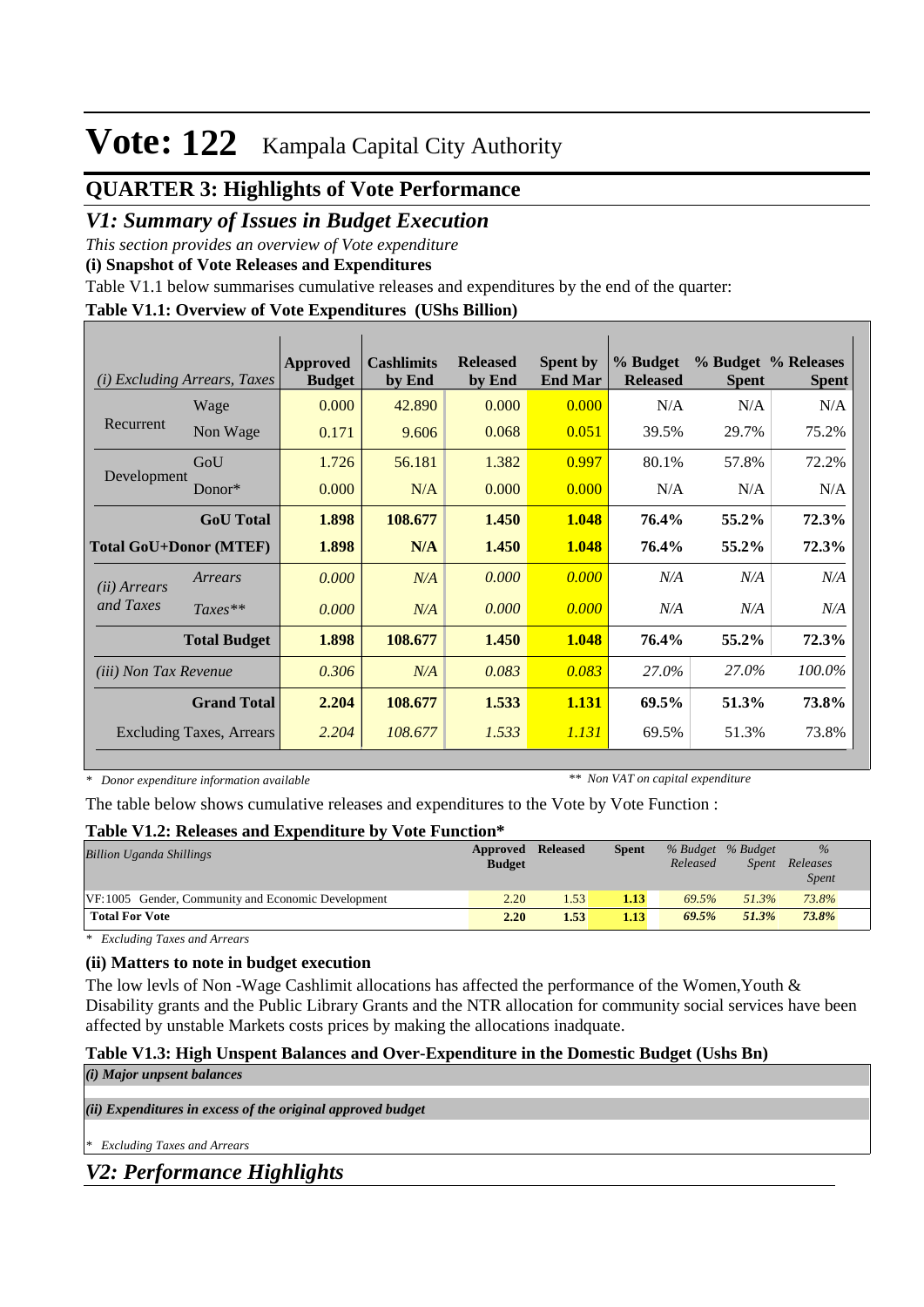# Vote: 122 Kampala Capital City Authority

## QUARTER 3: Highlights of Vote Performance

## *V1: Summary of Issues in Budget Execution*

*This section provides an overview of Vote expenditure*

**(i) Snapshot of Vote Releases and Expenditures**

Table V1.1 below summarises cumulative releases and expenditures by the end of the quarter:

**Table V1.1: Overview of Vote Expenditures (UShs Billion)**

| *(i) Excluding Arrears, Taxes* | | Approved Budget | Cashlimits by End | Released by End | Spent by End Mar | % Budget Released | % Budget Spent | % Releases Spent |
|---|---|---|---|---|---|---|---|---|
| Recurrent | Wage | 0.000 | 42.890 | 0.000 | 0.000 | N/A | N/A | N/A |
| | Non Wage | 0.171 | 9.606 | 0.068 | 0.051 | 39.5% | 29.7% | 75.2% |
| Development | GoU | 1.726 | 56.181 | 1.382 | 0.997 | 80.1% | 57.8% | 72.2% |
| | Donor* | 0.000 | N/A | 0.000 | 0.000 | N/A | N/A | N/A |
| | **GoU Total** | **1.898** | **108.677** | **1.450** | **1.048** | **76.4%** | **55.2%** | **72.3%** |
| **Total GoU+Donor (MTEF)** | | **1.898** | **N/A** | **1.450** | **1.048** | **76.4%** | **55.2%** | **72.3%** |
| *(ii) Arrears and Taxes* | *Arrears* | *0.000* | *N/A* | *0.000* | *0.000* | *N/A* | *N/A* | *N/A* |
| | *Taxes*** | *0.000* | *N/A* | *0.000* | *0.000* | *N/A* | *N/A* | *N/A* |
| | **Total Budget** | **1.898** | **108.677** | **1.450** | **1.048** | **76.4%** | **55.2%** | **72.3%** |
| *(iii) Non Tax Revenue* | | *0.306* | *N/A* | *0.083* | *0.083* | *27.0%* | *27.0%* | *100.0%* |
| | **Grand Total** | **2.204** | **108.677** | **1.533** | **1.131** | **69.5%** | **51.3%** | **73.8%** |
| Excluding Taxes, Arrears | | *2.204* | *108.677* | *1.533* | *1.131* | 69.5% | 51.3% | 73.8% |

*\* Donor expenditure information available* *\*\* Non VAT on capital expenditure*

The table below shows cumulative releases and expenditures to the Vote by Vote Function :

**Table V1.2: Releases and Expenditure by Vote Function***

| *Billion Uganda Shillings* | Approved Budget | Released | Spent | *% Budget Released* | *% Budget Spent* | *% Releases Spent* |
|---|---|---|---|---|---|---|
| VF:1005 Gender, Community and Economic Development | 2.20 | 1.53 | **1.13** | *69.5%* | *51.3%* | *73.8%* |
| **Total For Vote** | **2.20** | **1.53** | **1.13** | ***69.5%*** | ***51.3%*** | ***73.8%*** |

*\* Excluding Taxes and Arrears*

**(ii) Matters to note in budget execution**

The low levls of Non -Wage Cashlimit allocations has affected the performance of the Women,Youth & Disability grants and the Public Library Grants and the NTR allocation for community social services have been affected by unstable Markets costs prices by making the allocations inadquate.

**Table V1.3: High Unspent Balances and Over-Expenditure in the Domestic Budget (Ushs Bn)**

***(i) Major unpsent balances***

***(ii) Expenditures in excess of the original approved budget***

*\* Excluding Taxes and Arrears*

## *V2: Performance Highlights*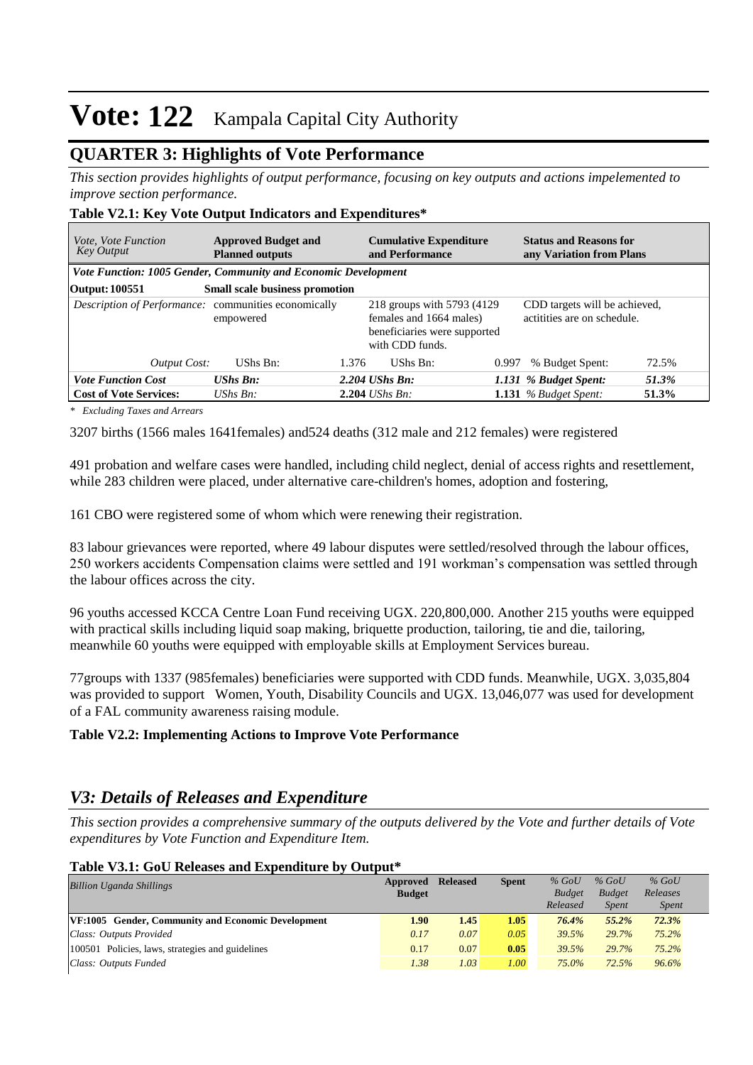# Vote: 122 Kampala Capital City Authority

## QUARTER 3: Highlights of Vote Performance

*This section provides highlights of output performance, focusing on key outputs and actions impelemented to improve section performance.*

**Table V2.1: Key Vote Output Indicators and Expenditures***

| *Vote, Vote Function Key Output* | **Approved Budget and Planned outputs** | | **Cumulative Expenditure and Performance** | | **Status and Reasons for any Variation from Plans** | |
|---|---|---|---|---|---|---|
| ***Vote Function: 1005 Gender, Community and Economic Development*** | | | | | | |
| **Output: 100551** | **Small scale business promotion** | | | | | |
| *Description of Performance:* | communities economically empowered | | 218 groups with 5793 (4129 females and 1664 males) beneficiaries were supported with CDD funds. | | CDD targets will be achieved, actitities are on schedule. | |
| *Output Cost:* | UShs Bn: | 1.376 | UShs Bn: | 0.997 | % Budget Spent: | 72.5% |
| ***Vote Function Cost*** | ***UShs Bn:*** | | ***2.204 UShs Bn:*** | | ***1.131 % Budget Spent:*** | ***51.3%*** |
| **Cost of Vote Services:** | *UShs Bn:* | | **2.204** *UShs Bn:* | | **1.131** *% Budget Spent:* | **51.3%** |

*\* Excluding Taxes and Arrears*

3207 births (1566 males 1641females) and524 deaths (312 male and 212 females) were registered

491 probation and welfare cases were handled, including child neglect, denial of access rights and resettlement, while 283 children were placed, under alternative care-children's homes, adoption and fostering,

161 CBO were registered some of whom which were renewing their registration.

83 labour grievances were reported, where 49 labour disputes were settled/resolved through the labour offices, 250 workers accidents Compensation claims were settled and 191 workman's compensation was settled through the labour offices across the city.

96 youths accessed KCCA Centre Loan Fund receiving UGX. 220,800,000. Another 215 youths were equipped with practical skills including liquid soap making, briquette production, tailoring, tie and die, tailoring, meanwhile 60 youths were equipped with employable skills at Employment Services bureau.

77groups with 1337 (985females) beneficiaries were supported with CDD funds. Meanwhile, UGX. 3,035,804 was provided to support Women, Youth, Disability Councils and UGX. 13,046,077 was used for development of a FAL community awareness raising module.

**Table V2.2: Implementing Actions to Improve Vote Performance**

## *V3: Details of Releases and Expenditure*

*This section provides a comprehensive summary of the outputs delivered by the Vote and further details of Vote expenditures by Vote Function and Expenditure Item.*

**Table V3.1: GoU Releases and Expenditure by Output***

| *Billion Uganda Shillings* | **Approved Budget** | **Released** | **Spent** | *% GoU Budget Released* | *% GoU Budget Spent* | *% GoU Releases Spent* |
|---|---|---|---|---|---|---|
| **VF:1005 Gender, Community and Economic Development** | **1.90** | **1.45** | **1.05** | ***76.4%*** | ***55.2%*** | ***72.3%*** |
| *Class: Outputs Provided* | *0.17* | *0.07* | *0.05* | *39.5%* | *29.7%* | *75.2%* |
| 100501 Policies, laws, strategies and guidelines | 0.17 | 0.07 | **0.05** | *39.5%* | *29.7%* | *75.2%* |
| *Class: Outputs Funded* | *1.38* | *1.03* | *1.00* | *75.0%* | *72.5%* | *96.6%* |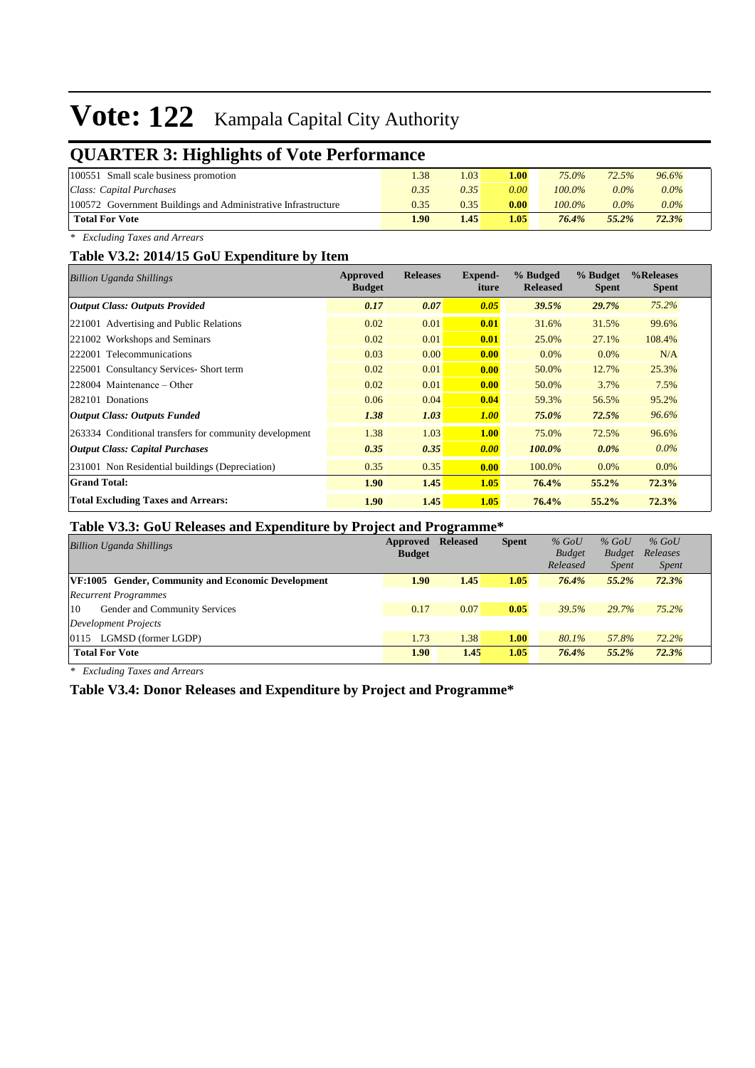# Vote: 122 Kampala Capital City Authority

## QUARTER 3: Highlights of Vote Performance

| | | | | | | |
|---|---|---|---|---|---|---|
| 100551 Small scale business promotion | 1.38 | 1.03 | **1.00** | *75.0%* | *72.5%* | *96.6%* |
| *Class: Capital Purchases* | *0.35* | *0.35* | *0.00* | *100.0%* | *0.0%* | *0.0%* |
| 100572 Government Buildings and Administrative Infrastructure | 0.35 | 0.35 | **0.00** | *100.0%* | *0.0%* | *0.0%* |
| **Total For Vote** | **1.90** | **1.45** | **1.05** | ***76.4%*** | ***55.2%*** | ***72.3%*** |

*\* Excluding Taxes and Arrears*

### Table V3.2: 2014/15 GoU Expenditure by Item

| *Billion Uganda Shillings* | Approved Budget | Releases | Expend-iture | % Budged Released | % Budget Spent | %Releases Spent |
|---|---|---|---|---|---|---|
| ***Output Class: Outputs Provided*** | ***0.17*** | ***0.07*** | ***0.05*** | ***39.5%*** | ***29.7%*** | *75.2%* |
| 221001 Advertising and Public Relations | 0.02 | 0.01 | **0.01** | 31.6% | 31.5% | 99.6% |
| 221002 Workshops and Seminars | 0.02 | 0.01 | **0.01** | 25.0% | 27.1% | 108.4% |
| 222001 Telecommunications | 0.03 | 0.00 | **0.00** | 0.0% | 0.0% | N/A |
| 225001 Consultancy Services- Short term | 0.02 | 0.01 | **0.00** | 50.0% | 12.7% | 25.3% |
| 228004 Maintenance – Other | 0.02 | 0.01 | **0.00** | 50.0% | 3.7% | 7.5% |
| 282101 Donations | 0.06 | 0.04 | **0.04** | 59.3% | 56.5% | 95.2% |
| ***Output Class: Outputs Funded*** | ***1.38*** | ***1.03*** | ***1.00*** | ***75.0%*** | ***72.5%*** | *96.6%* |
| 263334 Conditional transfers for community development | 1.38 | 1.03 | **1.00** | 75.0% | 72.5% | 96.6% |
| ***Output Class: Capital Purchases*** | ***0.35*** | ***0.35*** | ***0.00*** | ***100.0%*** | ***0.0%*** | *0.0%* |
| 231001 Non Residential buildings (Depreciation) | 0.35 | 0.35 | **0.00** | 100.0% | 0.0% | 0.0% |
| **Grand Total:** | **1.90** | **1.45** | **1.05** | **76.4%** | **55.2%** | **72.3%** |
| **Total Excluding Taxes and Arrears:** | **1.90** | **1.45** | **1.05** | **76.4%** | **55.2%** | **72.3%** |

### Table V3.3: GoU Releases and Expenditure by Project and Programme*

| *Billion Uganda Shillings* | Approved Budget | Released | Spent | *% GoU Budget Released* | *% GoU Budget Spent* | *% GoU Releases Spent* |
|---|---|---|---|---|---|---|
| **VF:1005 Gender, Community and Economic Development** | **1.90** | **1.45** | **1.05** | ***76.4%*** | ***55.2%*** | ***72.3%*** |
| *Recurrent Programmes* | | | | | | |
| 10 Gender and Community Services | 0.17 | 0.07 | **0.05** | *39.5%* | *29.7%* | *75.2%* |
| *Development Projects* | | | | | | |
| 0115 LGMSD (former LGDP) | 1.73 | 1.38 | **1.00** | *80.1%* | *57.8%* | *72.2%* |
| **Total For Vote** | **1.90** | **1.45** | **1.05** | ***76.4%*** | ***55.2%*** | ***72.3%*** |

*\* Excluding Taxes and Arrears*

### Table V3.4: Donor Releases and Expenditure by Project and Programme*